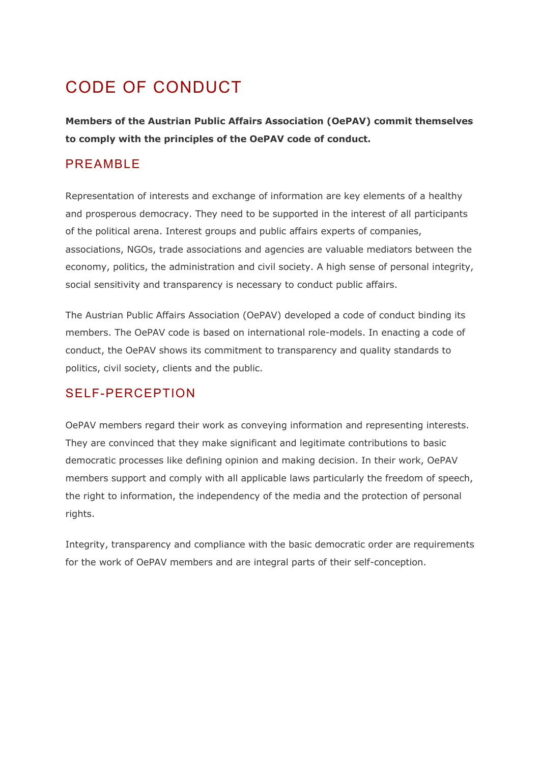# CODE OF CONDUCT

**Members of the Austrian Public Affairs Association (OePAV) commit themselves to comply with the principles of the OePAV code of conduct.**

## PREAMBLE

Representation of interests and exchange of information are key elements of a healthy and prosperous democracy. They need to be supported in the interest of all participants of the political arena. Interest groups and public affairs experts of companies, associations, NGOs, trade associations and agencies are valuable mediators between the economy, politics, the administration and civil society. A high sense of personal integrity, social sensitivity and transparency is necessary to conduct public affairs.

The Austrian Public Affairs Association (OePAV) developed a code of conduct binding its members. The OePAV code is based on international role-models. In enacting a code of conduct, the OePAV shows its commitment to transparency and quality standards to politics, civil society, clients and the public.

## SELF-PERCEPTION

OePAV members regard their work as conveying information and representing interests. They are convinced that they make significant and legitimate contributions to basic democratic processes like defining opinion and making decision. In their work, OePAV members support and comply with all applicable laws particularly the freedom of speech, the right to information, the independency of the media and the protection of personal rights.

Integrity, transparency and compliance with the basic democratic order are requirements for the work of OePAV members and are integral parts of their self-conception.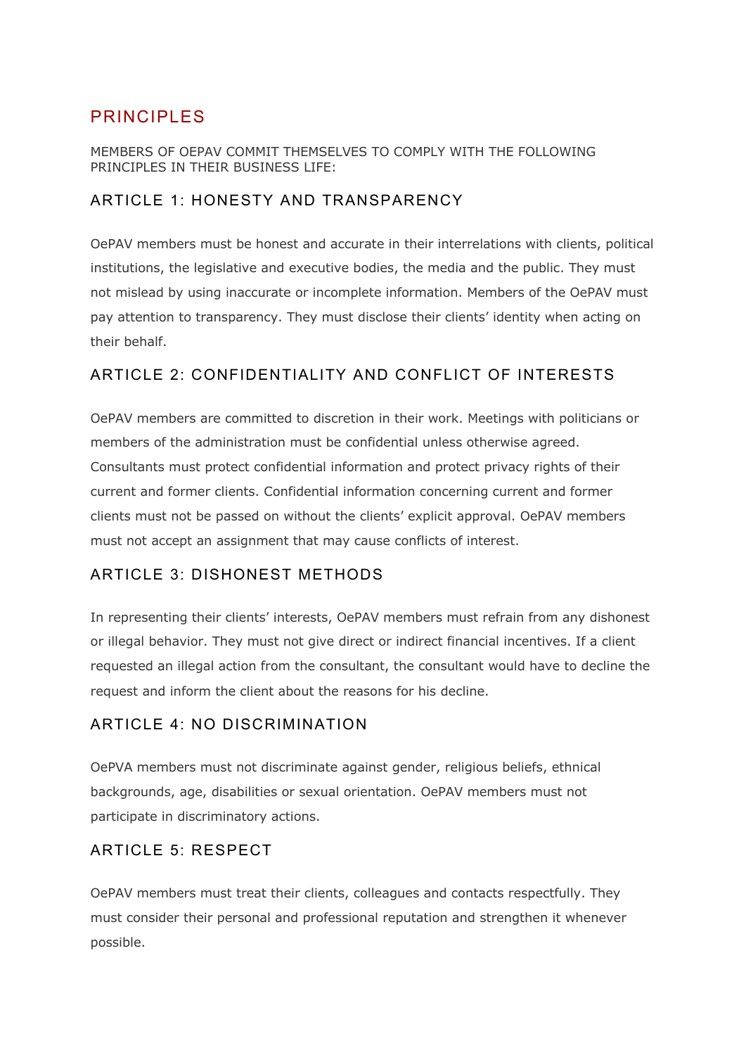## PRINCIPLES

MEMBERS OF OEPAV COMMIT THEMSELVES TO COMPLY WITH THE FOLLOWING PRINCIPLES IN THEIR BUSINESS LIFE:

### ARTICLE 1: HONESTY AND TRANSPARENCY

OePAV members must be honest and accurate in their interrelations with clients, political institutions, the legislative and executive bodies, the media and the public. They must not mislead by using inaccurate or incomplete information. Members of the OePAV must pay attention to transparency. They must disclose their clients' identity when acting on their behalf.

### ARTICLE 2: CONFIDENTIALITY AND CONFLICT OF INTERESTS

OePAV members are committed to discretion in their work. Meetings with politicians or members of the administration must be confidential unless otherwise agreed. Consultants must protect confidential information and protect privacy rights of their current and former clients. Confidential information concerning current and former clients must not be passed on without the clients' explicit approval. OePAV members must not accept an assignment that may cause conflicts of interest.

### ARTICLE 3: DISHONEST METHODS

In representing their clients' interests, OePAV members must refrain from any dishonest or illegal behavior. They must not give direct or indirect financial incentives. If a client requested an illegal action from the consultant, the consultant would have to decline the request and inform the client about the reasons for his decline.

### ARTICLE 4: NO DISCRIMINATION

OePVA members must not discriminate against gender, religious beliefs, ethnical backgrounds, age, disabilities or sexual orientation. OePAV members must not participate in discriminatory actions.

### ARTICLE 5: RESPECT

OePAV members must treat their clients, colleagues and contacts respectfully. They must consider their personal and professional reputation and strengthen it whenever possible.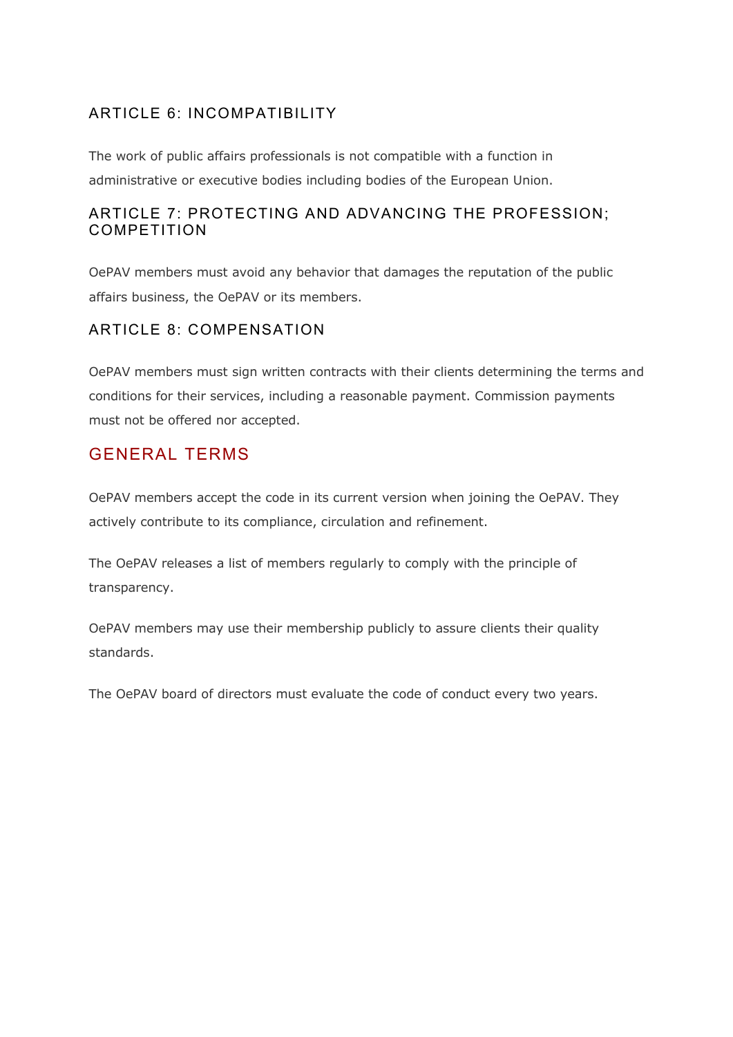### ARTICLE 6: INCOMPATIBILITY

The work of public affairs professionals is not compatible with a function in administrative or executive bodies including bodies of the European Union.

### ARTICLE 7: PROTECTING AND ADVANCING THE PROFESSION; COMPETITION

OePAV members must avoid any behavior that damages the reputation of the public affairs business, the OePAV or its members.

### ARTICLE 8: COMPENSATION

OePAV members must sign written contracts with their clients determining the terms and conditions for their services, including a reasonable payment. Commission payments must not be offered nor accepted.

## GENERAL TERMS

OePAV members accept the code in its current version when joining the OePAV. They actively contribute to its compliance, circulation and refinement.

The OePAV releases a list of members regularly to comply with the principle of transparency.

OePAV members may use their membership publicly to assure clients their quality standards.

The OePAV board of directors must evaluate the code of conduct every two years.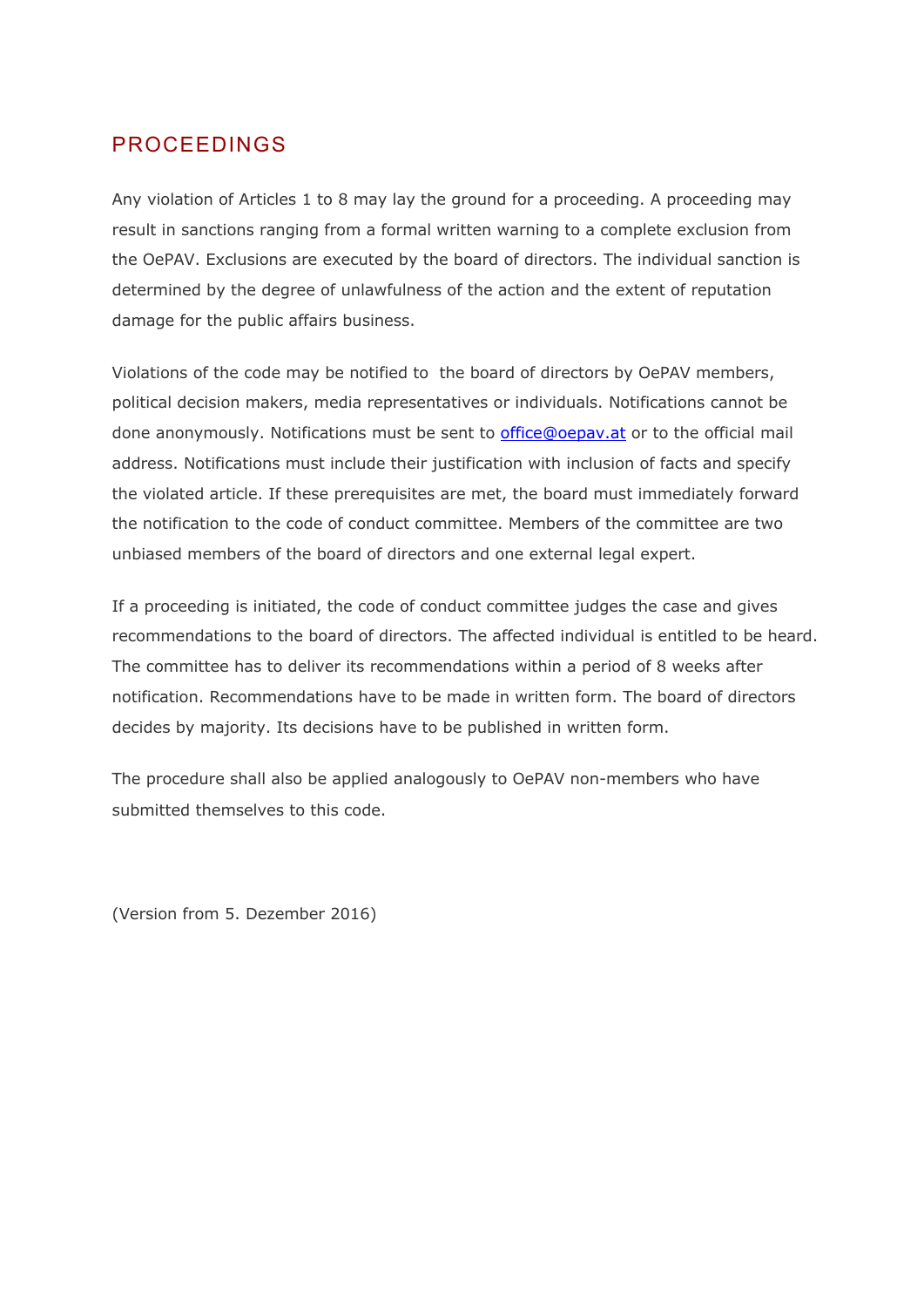## PROCEEDINGS

Any violation of Articles 1 to 8 may lay the ground for a proceeding. A proceeding may result in sanctions ranging from a formal written warning to a complete exclusion from the OePAV. Exclusions are executed by the board of directors. The individual sanction is determined by the degree of unlawfulness of the action and the extent of reputation damage for the public affairs business.

Violations of the code may be notified to the board of directors by OePAV members, political decision makers, media representatives or individuals. Notifications cannot be done anonymously. Notifications must be sent to office@oepav.at or to the official mail address. Notifications must include their justification with inclusion of facts and specify the violated article. If these prerequisites are met, the board must immediately forward the notification to the code of conduct committee. Members of the committee are two unbiased members of the board of directors and one external legal expert.

If a proceeding is initiated, the code of conduct committee judges the case and gives recommendations to the board of directors. The affected individual is entitled to be heard. The committee has to deliver its recommendations within a period of 8 weeks after notification. Recommendations have to be made in written form. The board of directors decides by majority. Its decisions have to be published in written form.

The procedure shall also be applied analogously to OePAV non-members who have submitted themselves to this code.

(Version from 5. Dezember 2016)